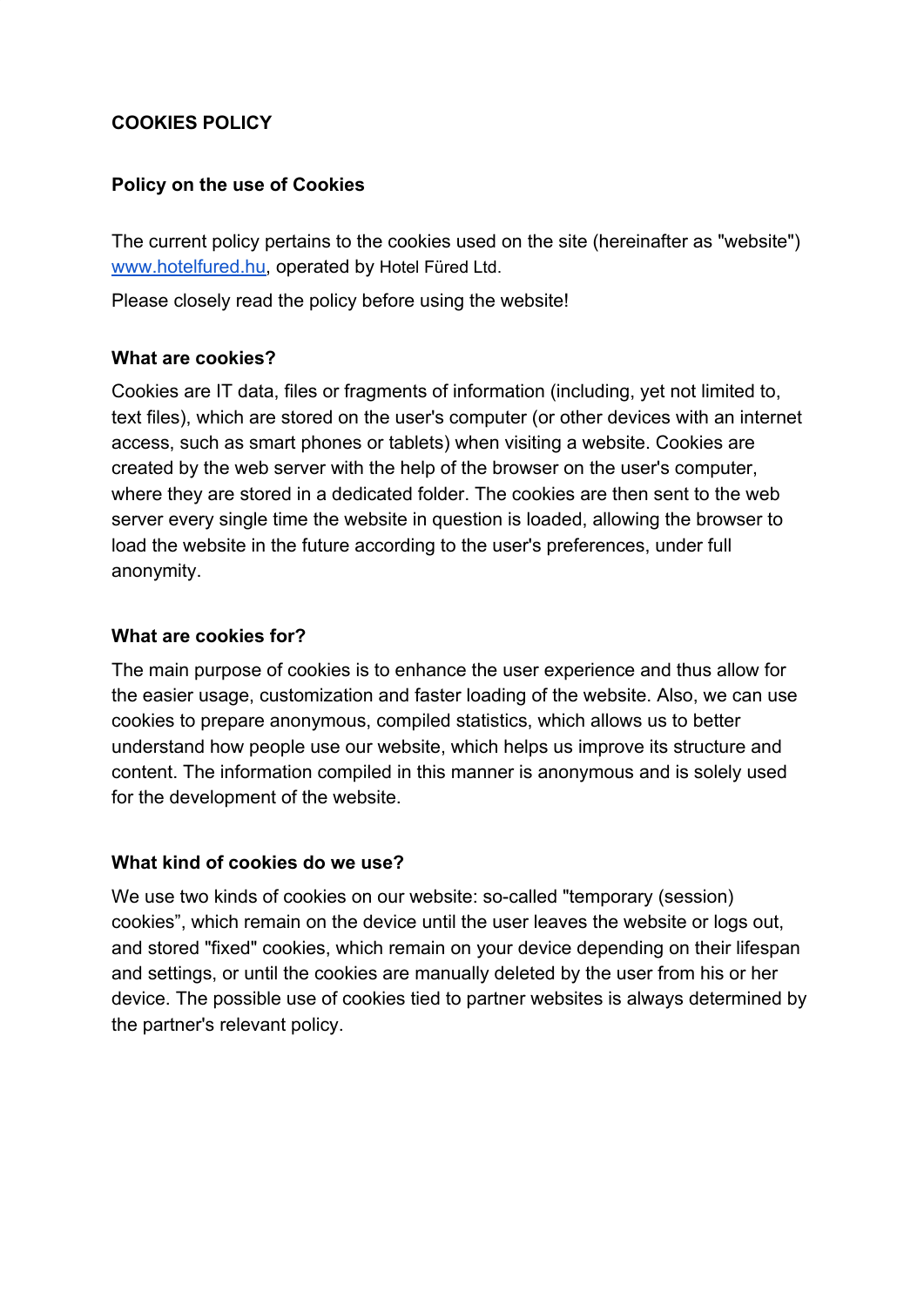# COOKIES POLICY

## Policy on the use of Cookies

The current policy pertains to the cookies used on the site (hereinafter as "website") www.hotelfured.hu, operated by Hotel Füred Ltd.

Please closely read the policy before using the website!

### What are cookies?

Cookies are IT data, files or fragments of information (including, yet not limited to, text files), which are stored on the user's computer (or other devices with an internet access, such as smart phones or tablets) when visiting a website. Cookies are created by the web server with the help of the browser on the user's computer, where they are stored in a dedicated folder. The cookies are then sent to the web server every single time the website in question is loaded, allowing the browser to load the website in the future according to the user's preferences, under full anonymity.

### What are cookies for?

The main purpose of cookies is to enhance the user experience and thus allow for the easier usage, customization and faster loading of the website. Also, we can use cookies to prepare anonymous, compiled statistics, which allows us to better understand how people use our website, which helps us improve its structure and content. The information compiled in this manner is anonymous and is solely used for the development of the website.

### What kind of cookies do we use?

We use two kinds of cookies on our website: so-called "temporary (session) cookies", which remain on the device until the user leaves the website or logs out, and stored "fixed" cookies, which remain on your device depending on their lifespan and settings, or until the cookies are manually deleted by the user from his or her device. The possible use of cookies tied to partner websites is always determined by the partner's relevant policy.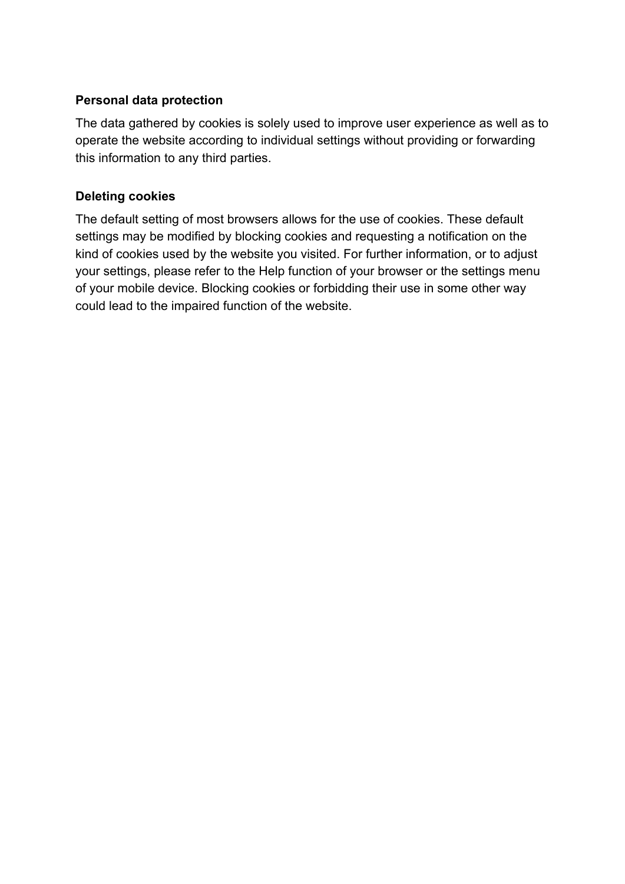**Personal data protection**

The data gathered by cookies is solely used to improve user experience as well as to operate the website according to individual settings without providing or forwarding this information to any third parties.

**Deleting cookies**

The default setting of most browsers allows for the use of cookies. These default settings may be modified by blocking cookies and requesting a notification on the kind of cookies used by the website you visited. For further information, or to adjust your settings, please refer to the Help function of your browser or the settings menu of your mobile device. Blocking cookies or forbidding their use in some other way could lead to the impaired function of the website.